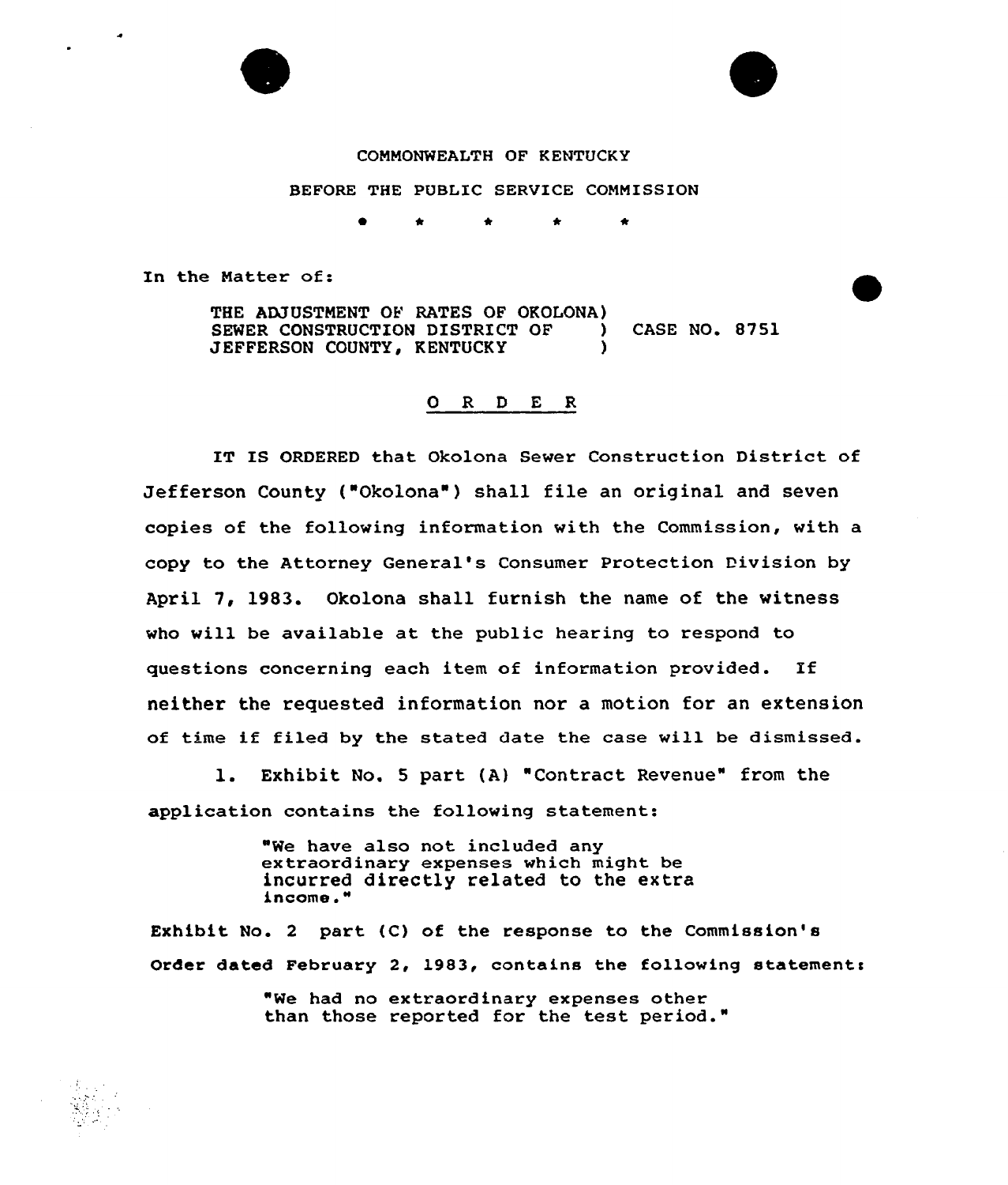COMMONWEALTH OF KENTUCKY

BEFORE THE PUBLIC SERVICE COMMISSION

\* \* \* \* \*

In the Matter of:

THE ADJUSTMENT OF RATES OF OKOLONA)
SEWER CONSTRUCTION DISTRICT OF ) CASE NO. 8751
JEFFERSON COUNTY, KENTUCKY )

## O R D E R

IT IS ORDERED that Okolona Sewer Construction District of Jefferson County ("Okolona") shall file an original and seven copies of the following information with the Commission, with a copy to the Attorney General's Consumer Protection Division by April 7, 1983. Okolona shall furnish the name of the witness who will be available at the public hearing to respond to questions concerning each item of information provided. If neither the requested information nor a motion for an extension of time if filed by the stated date the case will be dismissed.

1. Exhibit No. 5 part (A) "Contract Revenue" from the application contains the following statement:

> "We have also not included any extraordinary expenses which might be incurred directly related to the extra income."

Exhibit No. 2 part (C) of the response to the Commission's Order dated February 2, 1983, contains the following statement:

> "We had no extraordinary expenses other than those reported for the test period."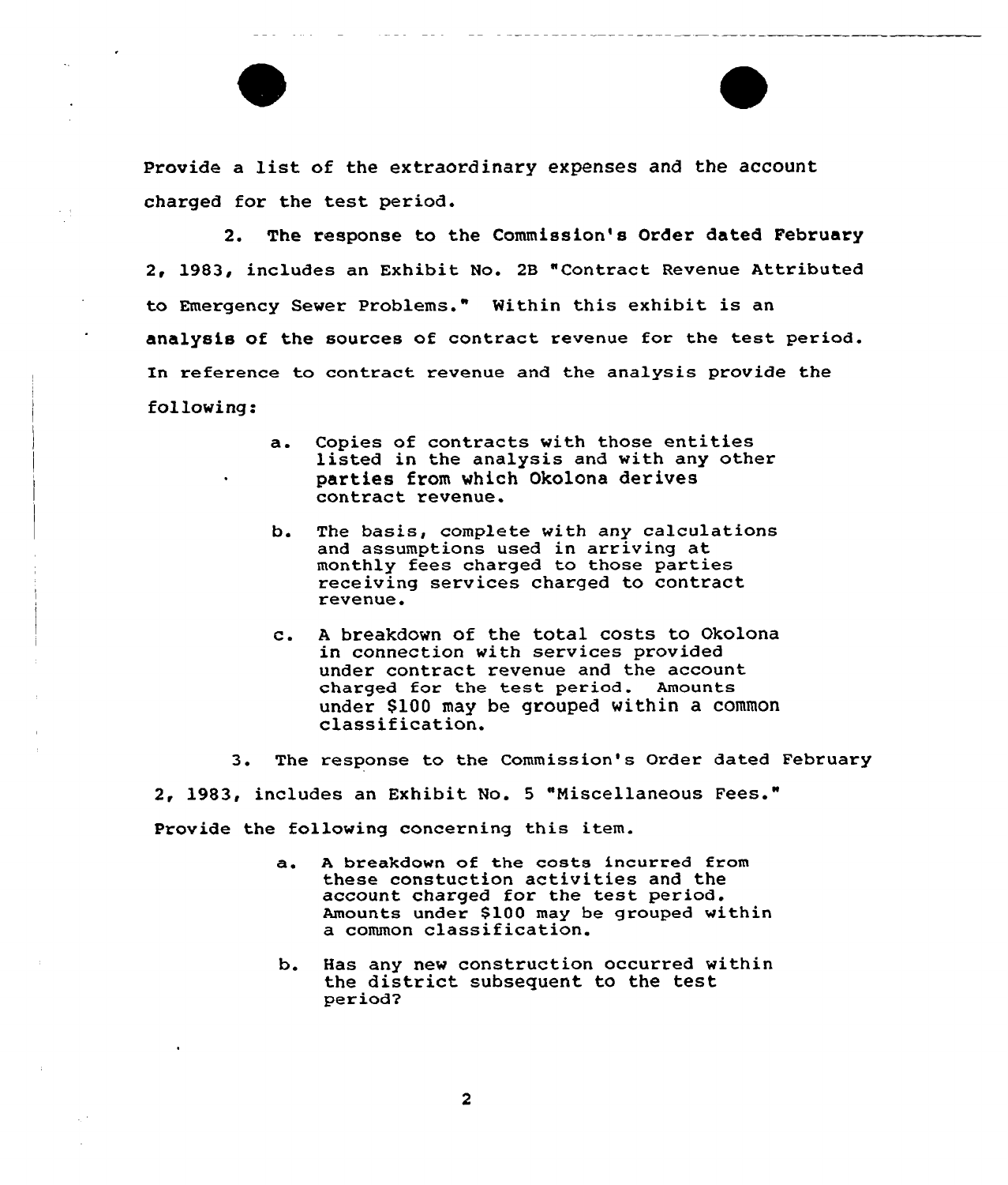Provide a list of the extraordinary expenses and the account charged for the test period.

2. The response to the Commission's Order dated February 2, 1983, includes an Exhibit No. 2B "Contract Revenue Attributed to Emergency Sewer Problems." Within this exhibit is an analysis of the sources of contract revenue for the test period. In reference to contract revenue and the analysis provide the following:

a. Copies of contracts with those entities listed in the analysis and with any other parties from which Okolona derives contract revenue.

b. The basis, complete with any calculations and assumptions used in arriving at monthly fees charged to those parties receiving services charged to contract revenue.

c. A breakdown of the total costs to Okolona in connection with services provided under contract revenue and the account charged for the test period. Amounts under $100 may be grouped within a common classification.

3. The response to the Commission's Order dated February 2, 1983, includes an Exhibit No. 5 "Miscellaneous Fees." Provide the following concerning this item.

a. A breakdown of the costs incurred from these constuction activities and the account charged for the test period. Amounts under $100 may be grouped within a common classification.

b. Has any new construction occurred within the district subsequent to the test period?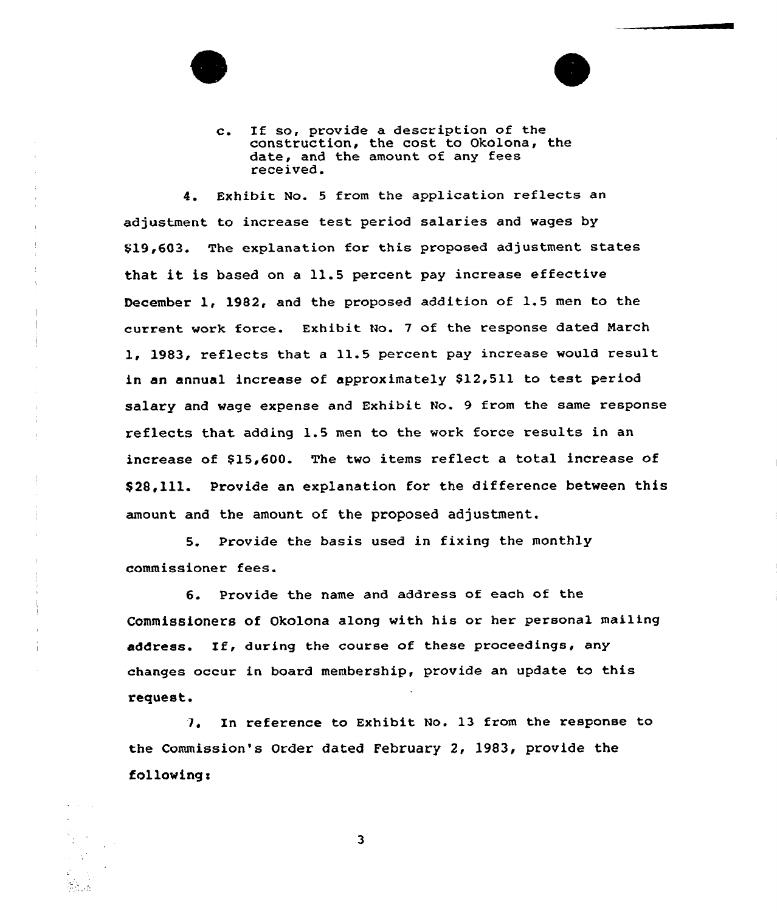c. If so, provide a description of the construction, the cost to Okolona, the date, and the amount of any fees received.

4. Exhibit No. 5 from the application reflects an adjustment to increase test period salaries and wages by $19,603. The explanation for this proposed adjustment states that it is based on a 11.5 percent pay increase effective December 1, 1982, and the proposed addition of 1.5 men to the current work force. Exhibit No. 7 of the response dated March 1, 1983, reflects that a 11.5 percent pay increase would result in an annual increase of approximately $12,511 to test period salary and wage expense and Exhibit No. 9 from the same response reflects that adding 1.5 men to the work force results in an increase of $15,600. The two items reflect a total increase of $28,111. Provide an explanation for the difference between this amount and the amount of the proposed adjustment.

5. Provide the basis used in fixing the monthly commissioner fees.

6. Provide the name and address of each of the Commissioners of Okolona along with his or her personal mailing address. If, during the course of these proceedings, any changes occur in board membership, provide an update to this request.

7. In reference to Exhibit No. 13 from the response to the Commission's Order dated February 2, 1983, provide the following: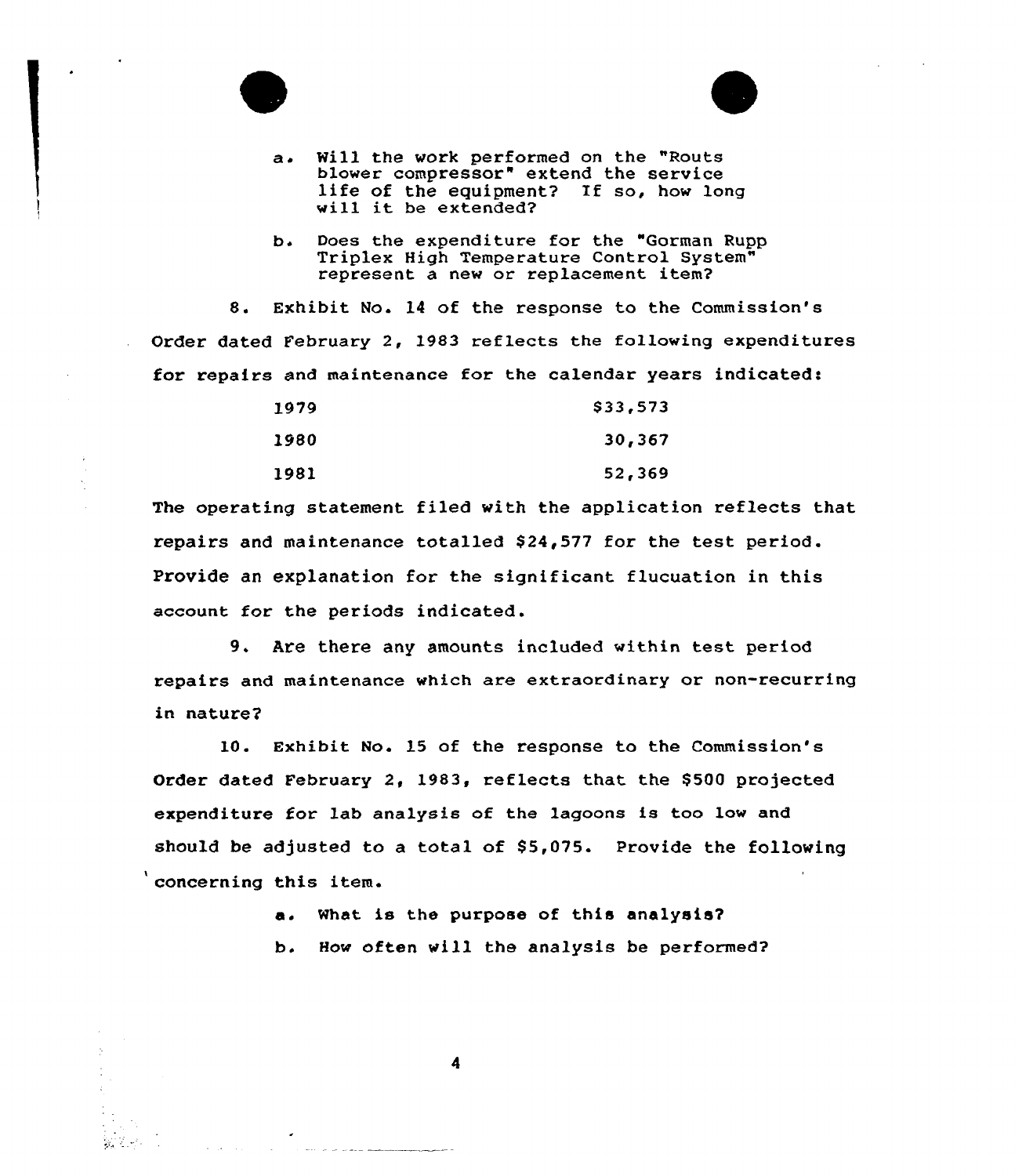a. Will the work performed on the "Routs blower compressor" extend the service life of the equipment? If so, how long will it be extended?

b. Does the expenditure for the "Gorman Rupp Triplex High Temperature Control System" represent a new or replacement item?

8. Exhibit No. 14 of the response to the Commission's Order dated February 2, 1983 reflects the following expenditures for repairs and maintenance for the calendar years indicated:

| | |
|---|---|
| 1979 | $33,573 |
| 1980 | 30,367 |
| 1981 | 52,369 |

The operating statement filed with the application reflects that repairs and maintenance totalled $24,577 for the test period. Provide an explanation for the significant flucuation in this account for the periods indicated.

9. Are there any amounts included within test period repairs and maintenance which are extraordinary or non-recurring in nature?

10. Exhibit No. 15 of the response to the Commission's Order dated February 2, 1983, reflects that the $500 projected expenditure for lab analysis of the lagoons is too low and should be adjusted to a total of $5,075. Provide the following concerning this item.

a. What is the purpose of this analysis?

b. How often will the analysis be performed?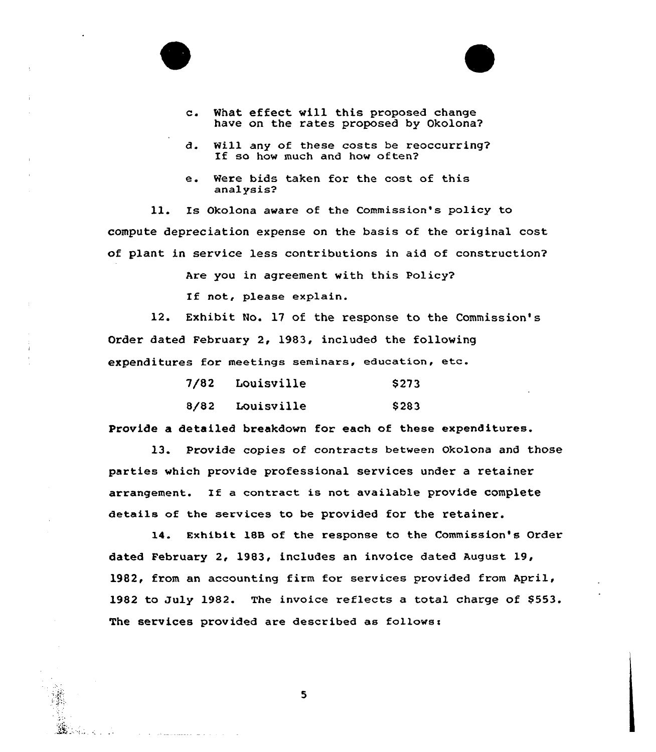c. What effect will this proposed change have on the rates proposed by Okolona?

d. Will any of these costs be reoccurring? If so how much and how often?

e. Were bids taken for the cost of this analysis?

11. Is Okolona aware of the Commission's policy to compute depreciation expense on the basis of the original cost of plant in service less contributions in aid of construction?

Are you in agreement with this Policy?

If not, please explain.

12. Exhibit No. 17 of the response to the Commission's Order dated February 2, 1983, included the following expenditures for meetings seminars, education, etc.

| | | |
|---|---|---|
| 7/82 | Louisville | $273 |
| 8/82 | Louisville | $283 |

Provide a detailed breakdown for each of these expenditures.

13. Provide copies of contracts between Okolona and those parties which provide professional services under a retainer arrangement. If a contract is not available provide complete details of the services to be provided for the retainer.

14. Exhibit 18B of the response to the Commission's Order dated February 2, 1983, includes an invoice dated August 19, 1982, from an accounting firm for services provided from April, 1982 to July 1982. The invoice reflects a total charge of $553. The services provided are described as follows: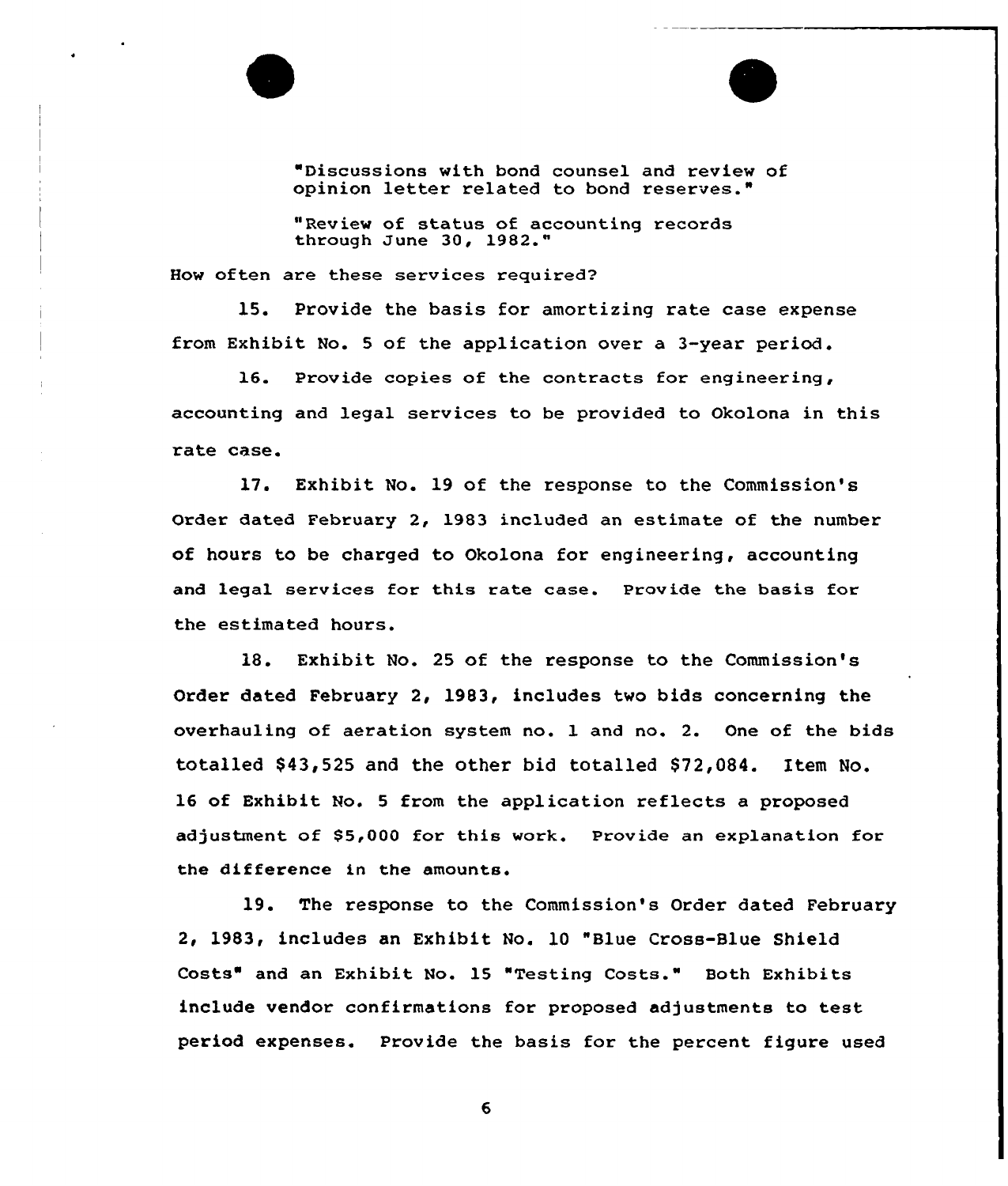"Discussions with bond counsel and review of opinion letter related to bond reserves."

"Review of status of accounting records through June 30, 1982."

How often are these services required?

15. Provide the basis for amortizing rate case expense from Exhibit No. 5 of the application over a 3-year period.

16. Provide copies of the contracts for engineering, accounting and legal services to be provided to Okolona in this rate case.

17. Exhibit No. 19 of the response to the Commission's Order dated February 2, 1983 included an estimate of the number of hours to be charged to Okolona for engineering, accounting and legal services for this rate case. Provide the basis for the estimated hours.

18. Exhibit No. 25 of the response to the Commission's Order dated February 2, 1983, includes two bids concerning the overhauling of aeration system no. 1 and no. 2. One of the bids totalled $43,525 and the other bid totalled $72,084. Item No. 16 of Exhibit No. 5 from the application reflects a proposed adjustment of $5,000 for this work. Provide an explanation for the difference in the amounts.

19. The response to the Commission's Order dated February 2, 1983, includes an Exhibit No. 10 "Blue Cross-Blue Shield Costs" and an Exhibit No. 15 "Testing Costs." Both Exhibits include vendor confirmations for proposed adjustments to test period expenses. Provide the basis for the percent figure used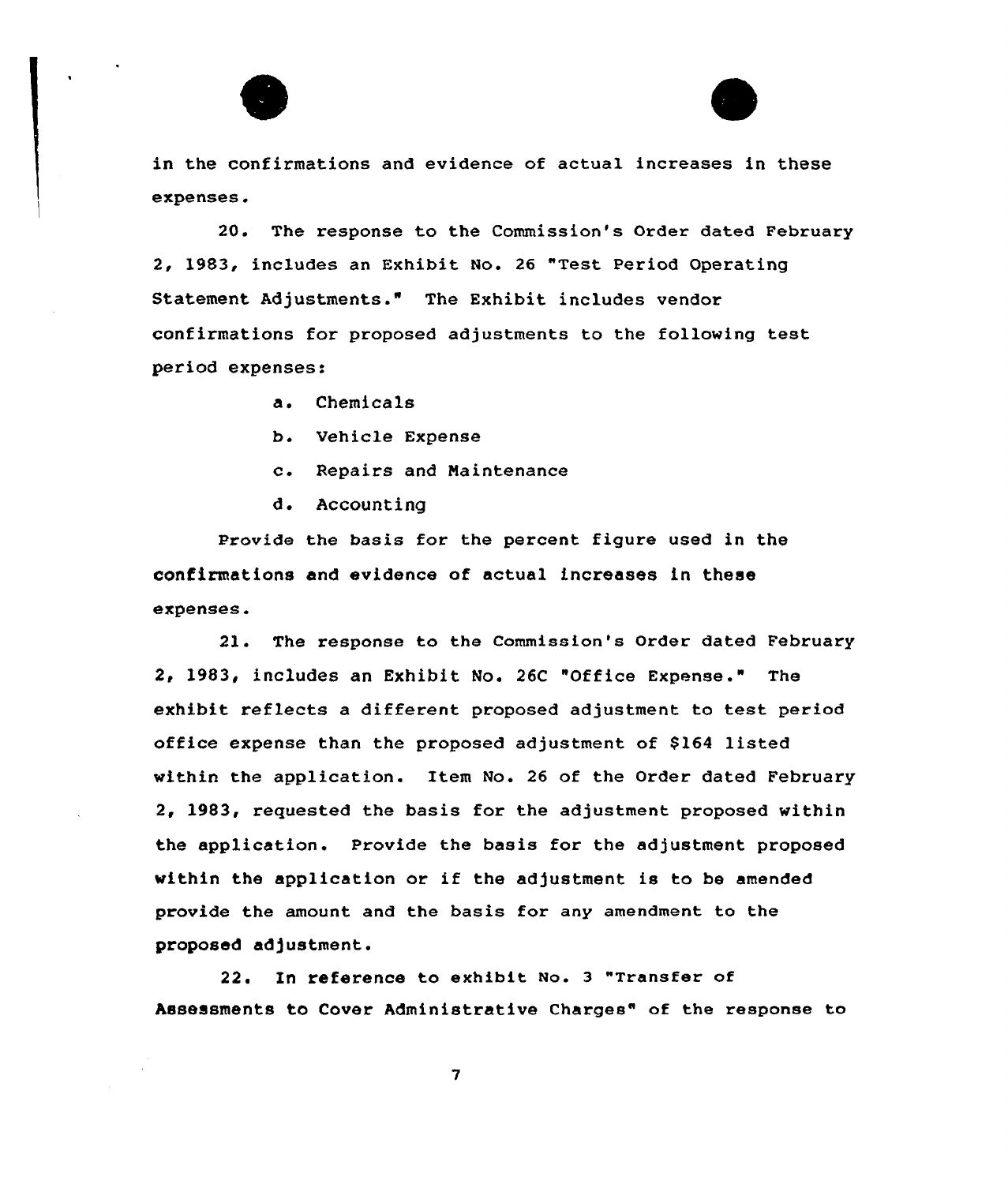in the confirmations and evidence of actual increases in these expenses.

20. The response to the Commission's Order dated February 2, 1983, includes an Exhibit No. 26 "Test Period Operating Statement Adjustments." The Exhibit includes vendor confirmations for proposed adjustments to the following test period expenses:

a. Chemicals

b. Vehicle Expense

c. Repairs and Maintenance

d. Accounting

Provide the basis for the percent figure used in the confirmations and evidence of actual increases in these expenses.

21. The response to the Commission's Order dated February 2, 1983, includes an Exhibit No. 26C "Office Expense." The exhibit reflects a different proposed adjustment to test period office expense than the proposed adjustment of $164 listed within the application. Item No. 26 of the Order dated February 2, 1983, requested the basis for the adjustment proposed within the application. Provide the basis for the adjustment proposed within the application or if the adjustment is to be amended provide the amount and the basis for any amendment to the proposed adjustment.

22. In reference to exhibit No. 3 "Transfer of Assessments to Cover Administrative Charges" of the response to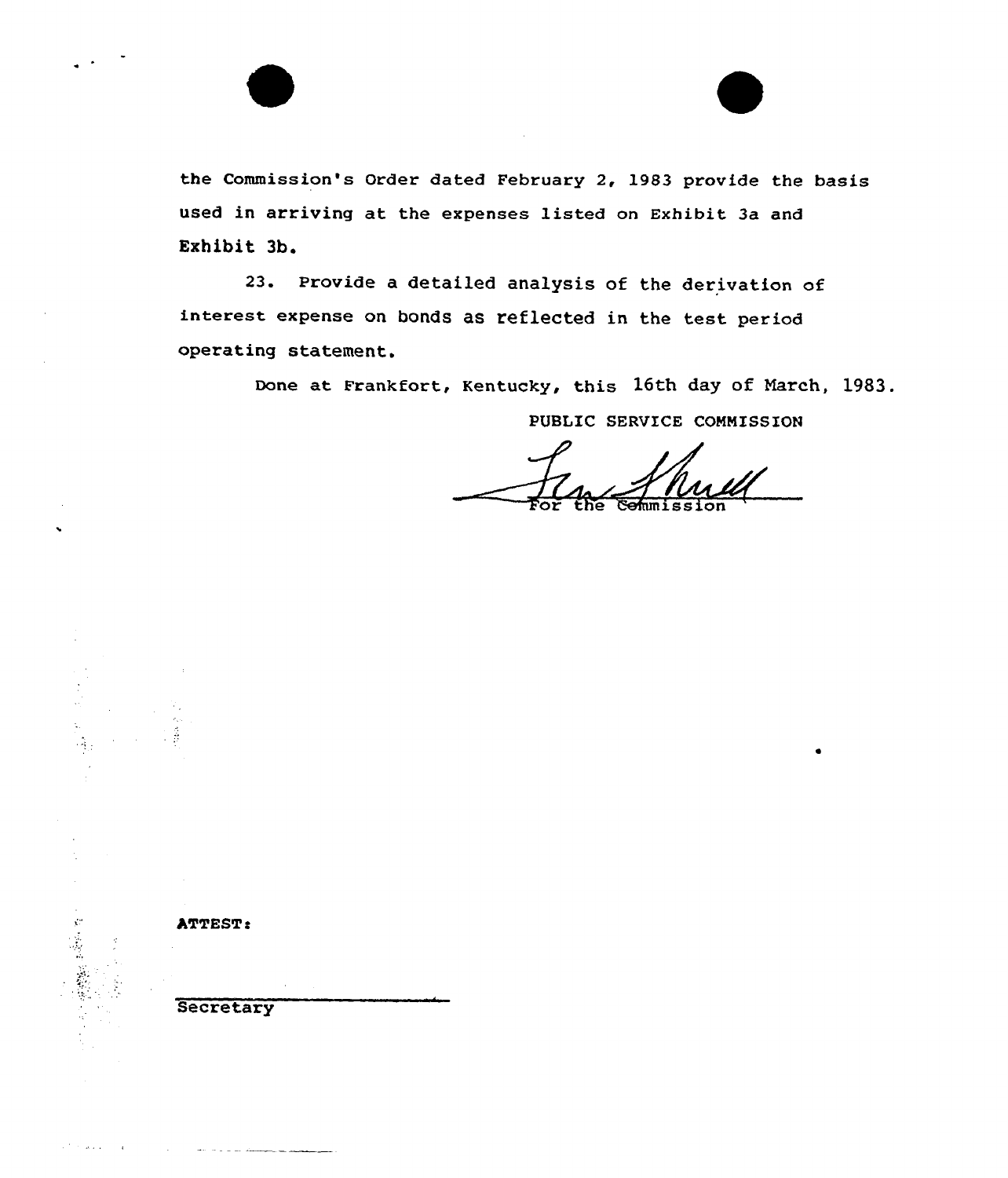the Commission's Order dated February 2, 1983 provide the basis used in arriving at the expenses listed on Exhibit 3a and Exhibit 3b.

23. Provide a detailed analysis of the derivation of interest expense on bonds as reflected in the test period operating statement.

Done at Frankfort, Kentucky, this 16th day of March, 1983.

PUBLIC SERVICE COMMISSION

For the Commission

ATTEST:

Secretary